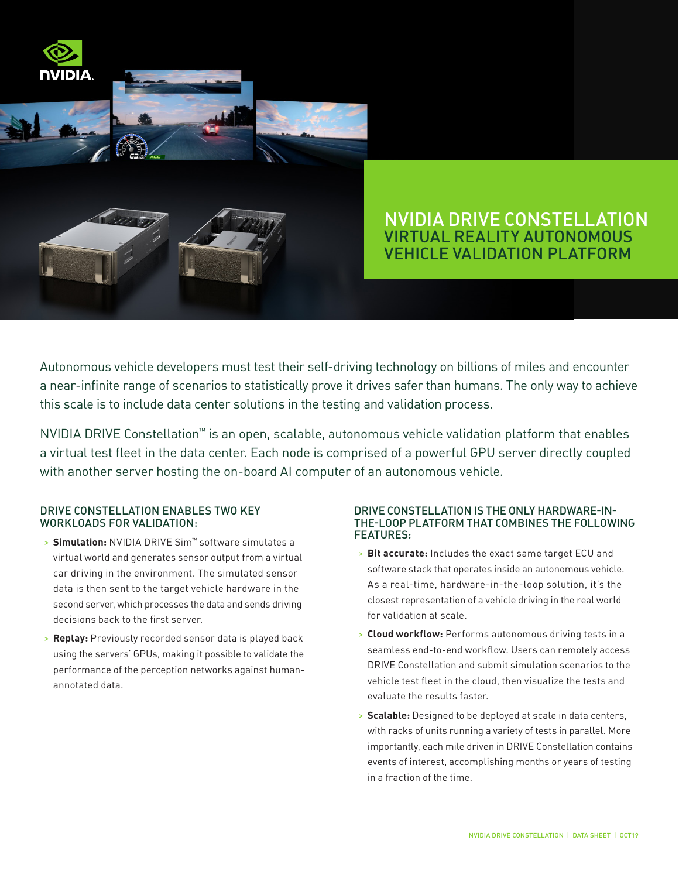# NVIDIA DRIVE CONSTELLATION

## VIRTUAL REALITY AUTONOMOUS VEHICLE VALIDATION PLATFORM

Autonomous vehicle developers must test their self-driving technology on billions of miles and encounter a near-infinite range of scenarios to statistically prove it drives safer than humans. The only way to achieve this scale is to include data center solutions in the testing and validation process.

NVIDIA DRIVE Constellation™ is an open, scalable, autonomous vehicle validation platform that enables a virtual test fleet in the data center. Each node is comprised of a powerful GPU server directly coupled with another server hosting the on-board AI computer of an autonomous vehicle.

### DRIVE CONSTELLATION ENABLES TWO KEY WORKLOADS FOR VALIDATION:

- **Simulation:** NVIDIA DRIVE Sim™ software simulates a virtual world and generates sensor output from a virtual car driving in the environment. The simulated sensor data is then sent to the target vehicle hardware in the second server, which processes the data and sends driving decisions back to the first server.
- **Replay:** Previously recorded sensor data is played back using the servers' GPUs, making it possible to validate the performance of the perception networks against human-annotated data.

### DRIVE CONSTELLATION IS THE ONLY HARDWARE-IN-THE-LOOP PLATFORM THAT COMBINES THE FOLLOWING FEATURES:

- **Bit accurate:** Includes the exact same target ECU and software stack that operates inside an autonomous vehicle. As a real-time, hardware-in-the-loop solution, it's the closest representation of a vehicle driving in the real world for validation at scale.
- **Cloud workflow:** Performs autonomous driving tests in a seamless end-to-end workflow. Users can remotely access DRIVE Constellation and submit simulation scenarios to the vehicle test fleet in the cloud, then visualize the tests and evaluate the results faster.
- **Scalable:** Designed to be deployed at scale in data centers, with racks of units running a variety of tests in parallel. More importantly, each mile driven in DRIVE Constellation contains events of interest, accomplishing months or years of testing in a fraction of the time.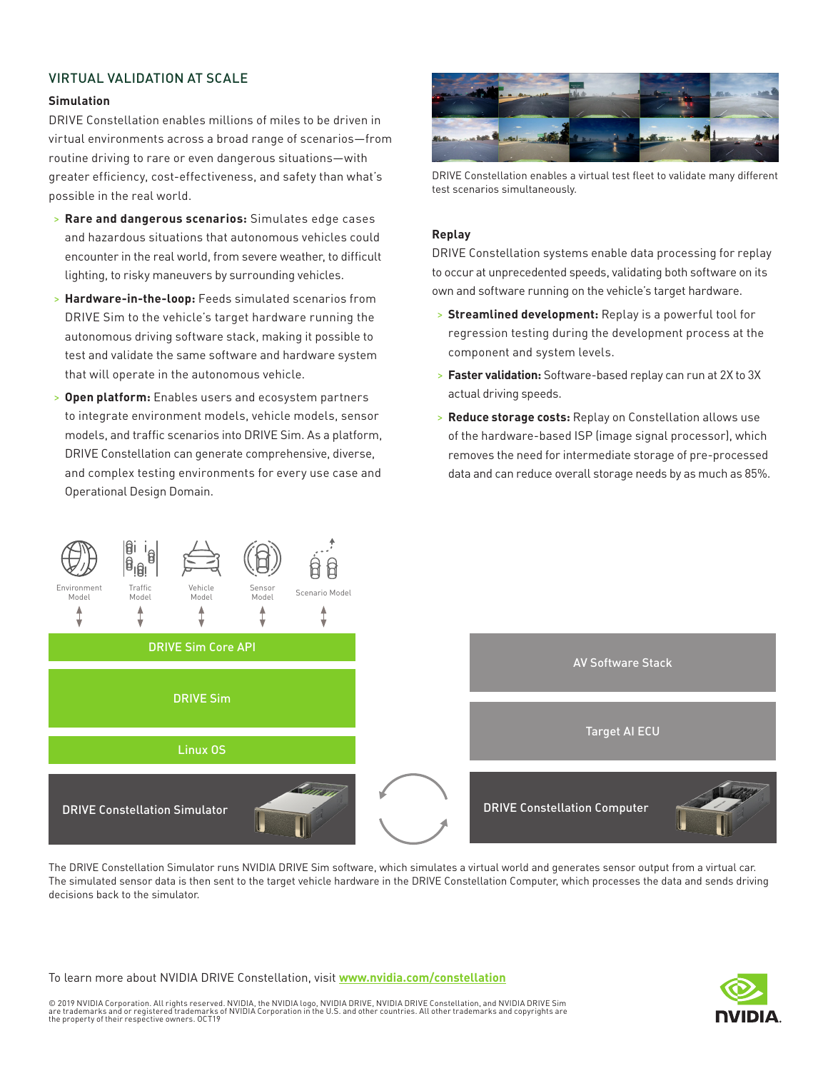## VIRTUAL VALIDATION AT SCALE

### Simulation

DRIVE Constellation enables millions of miles to be driven in virtual environments across a broad range of scenarios—from routine driving to rare or even dangerous situations—with greater efficiency, cost-effectiveness, and safety than what's possible in the real world.

- **Rare and dangerous scenarios:** Simulates edge cases and hazardous situations that autonomous vehicles could encounter in the real world, from severe weather, to difficult lighting, to risky maneuvers by surrounding vehicles.
- **Hardware-in-the-loop:** Feeds simulated scenarios from DRIVE Sim to the vehicle's target hardware running the autonomous driving software stack, making it possible to test and validate the same software and hardware system that will operate in the autonomous vehicle.
- **Open platform:** Enables users and ecosystem partners to integrate environment models, vehicle models, sensor models, and traffic scenarios into DRIVE Sim. As a platform, DRIVE Constellation can generate comprehensive, diverse, and complex testing environments for every use case and Operational Design Domain.

DRIVE Constellation enables a virtual test fleet to validate many different test scenarios simultaneously.

### Replay

DRIVE Constellation systems enable data processing for replay to occur at unprecedented speeds, validating both software on its own and software running on the vehicle's target hardware.

- **Streamlined development:** Replay is a powerful tool for regression testing during the development process at the component and system levels.
- **Faster validation:** Software-based replay can run at 2X to 3X actual driving speeds.
- **Reduce storage costs:** Replay on Constellation allows use of the hardware-based ISP (image signal processor), which removes the need for intermediate storage of pre-processed data and can reduce overall storage needs by as much as 85%.

Environment Model
Traffic Model
Vehicle Model
Sensor Model
Scenario Model
DRIVE Sim Core API
DRIVE Sim
Linux OS
DRIVE Constellation Simulator
AV Software Stack
Target AI ECU
DRIVE Constellation Computer

The DRIVE Constellation Simulator runs NVIDIA DRIVE Sim software, which simulates a virtual world and generates sensor output from a virtual car. The simulated sensor data is then sent to the target vehicle hardware in the DRIVE Constellation Computer, which processes the data and sends driving decisions back to the simulator.

To learn more about NVIDIA DRIVE Constellation, visit **www.nvidia.com/constellation**

© 2019 NVIDIA Corporation. All rights reserved. NVIDIA, the NVIDIA logo, NVIDIA DRIVE, NVIDIA DRIVE Constellation, and NVIDIA DRIVE Sim are trademarks and or registered trademarks of NVIDIA Corporation in the U.S. and other countries. All other trademarks and copyrights are the property of their respective owners. OCT19